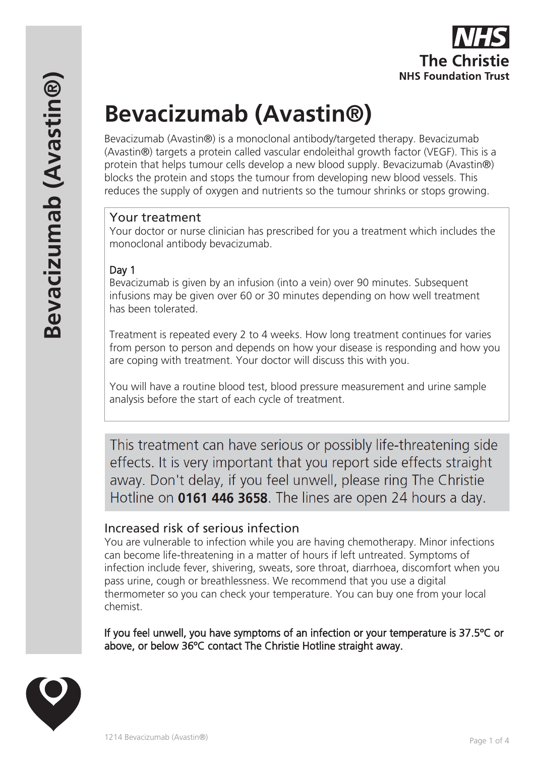# Bevacizumab (Avastin®)

Bevacizumab (Avastin®) is a monoclonal antibody/targeted therapy. Bevacizumab (Avastin®) targets a protein called vascular endoleithal growth factor (VEGF). This is a protein that helps tumour cells develop a new blood supply. Bevacizumab (Avastin®) blocks the protein and stops the tumour from developing new blood vessels. This reduces the supply of oxygen and nutrients so the tumour shrinks or stops growing.

## Your treatment

Your doctor or nurse clinician has prescribed for you a treatment which includes the monoclonal antibody bevacizumab.

### Day 1

Bevacizumab is given by an infusion (into a vein) over 90 minutes. Subsequent infusions may be given over 60 or 30 minutes depending on how well treatment has been tolerated.

Treatment is repeated every 2 to 4 weeks. How long treatment continues for varies from person to person and depends on how your disease is responding and how you are coping with treatment. Your doctor will discuss this with you.

You will have a routine blood test, blood pressure measurement and urine sample analysis before the start of each cycle of treatment.

This treatment can have serious or possibly life-threatening side effects. It is very important that you report side effects straight away. Don't delay, if you feel unwell, please ring The Christie Hotline on **0161 446 3658**. The lines are open 24 hours a day.

## Increased risk of serious infection

You are vulnerable to infection while you are having chemotherapy. Minor infections can become life-threatening in a matter of hours if left untreated. Symptoms of infection include fever, shivering, sweats, sore throat, diarrhoea, discomfort when you pass urine, cough or breathlessness. We recommend that you use a digital thermometer so you can check your temperature. You can buy one from your local chemist.

**If you feel unwell, you have symptoms of an infection or your temperature is 37.5ºC or above, or below 36ºC contact The Christie Hotline straight away.**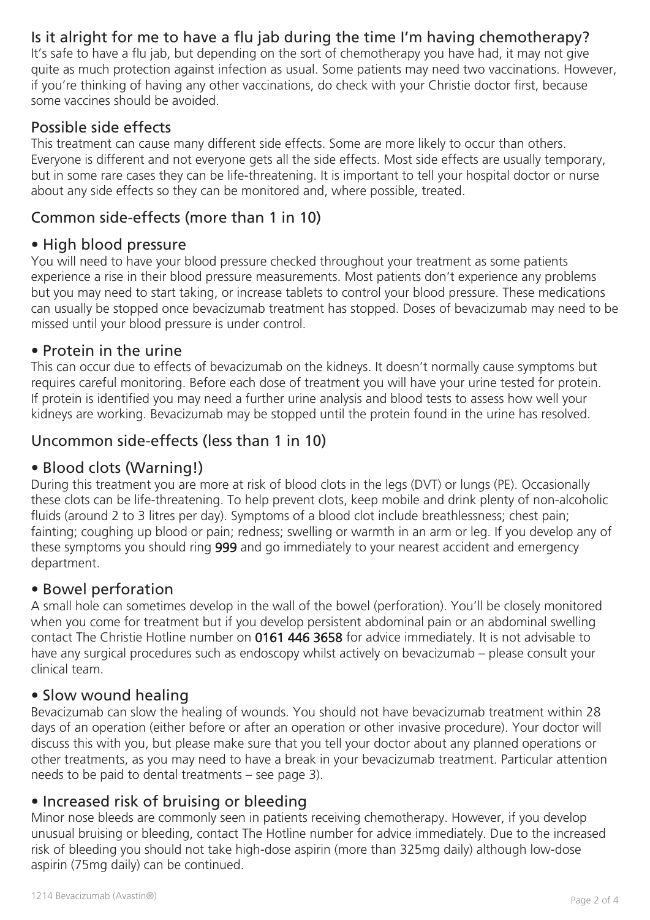## Is it alright for me to have a flu jab during the time I'm having chemotherapy?

It's safe to have a flu jab, but depending on the sort of chemotherapy you have had, it may not give quite as much protection against infection as usual. Some patients may need two vaccinations. However, if you're thinking of having any other vaccinations, do check with your Christie doctor first, because some vaccines should be avoided.

## Possible side effects

This treatment can cause many different side effects. Some are more likely to occur than others. Everyone is different and not everyone gets all the side effects. Most side effects are usually temporary, but in some rare cases they can be life-threatening. It is important to tell your hospital doctor or nurse about any side effects so they can be monitored and, where possible, treated.

## Common side-effects (more than 1 in 10)

### • High blood pressure

You will need to have your blood pressure checked throughout your treatment as some patients experience a rise in their blood pressure measurements. Most patients don't experience any problems but you may need to start taking, or increase tablets to control your blood pressure. These medications can usually be stopped once bevacizumab treatment has stopped. Doses of bevacizumab may need to be missed until your blood pressure is under control.

### • Protein in the urine

This can occur due to effects of bevacizumab on the kidneys. It doesn't normally cause symptoms but requires careful monitoring. Before each dose of treatment you will have your urine tested for protein. If protein is identified you may need a further urine analysis and blood tests to assess how well your kidneys are working. Bevacizumab may be stopped until the protein found in the urine has resolved.

## Uncommon side-effects (less than 1 in 10)

### • Blood clots (Warning!)

During this treatment you are more at risk of blood clots in the legs (DVT) or lungs (PE). Occasionally these clots can be life-threatening. To help prevent clots, keep mobile and drink plenty of non-alcoholic fluids (around 2 to 3 litres per day). Symptoms of a blood clot include breathlessness; chest pain; fainting; coughing up blood or pain; redness; swelling or warmth in an arm or leg. If you develop any of these symptoms you should ring **999** and go immediately to your nearest accident and emergency department.

### • Bowel perforation

A small hole can sometimes develop in the wall of the bowel (perforation). You'll be closely monitored when you come for treatment but if you develop persistent abdominal pain or an abdominal swelling contact The Christie Hotline number on **0161 446 3658** for advice immediately. It is not advisable to have any surgical procedures such as endoscopy whilst actively on bevacizumab – please consult your clinical team.

### • Slow wound healing

Bevacizumab can slow the healing of wounds. You should not have bevacizumab treatment within 28 days of an operation (either before or after an operation or other invasive procedure). Your doctor will discuss this with you, but please make sure that you tell your doctor about any planned operations or other treatments, as you may need to have a break in your bevacizumab treatment. Particular attention needs to be paid to dental treatments – see page 3).

### • Increased risk of bruising or bleeding

Minor nose bleeds are commonly seen in patients receiving chemotherapy. However, if you develop unusual bruising or bleeding, contact The Hotline number for advice immediately. Due to the increased risk of bleeding you should not take high-dose aspirin (more than 325mg daily) although low-dose aspirin (75mg daily) can be continued.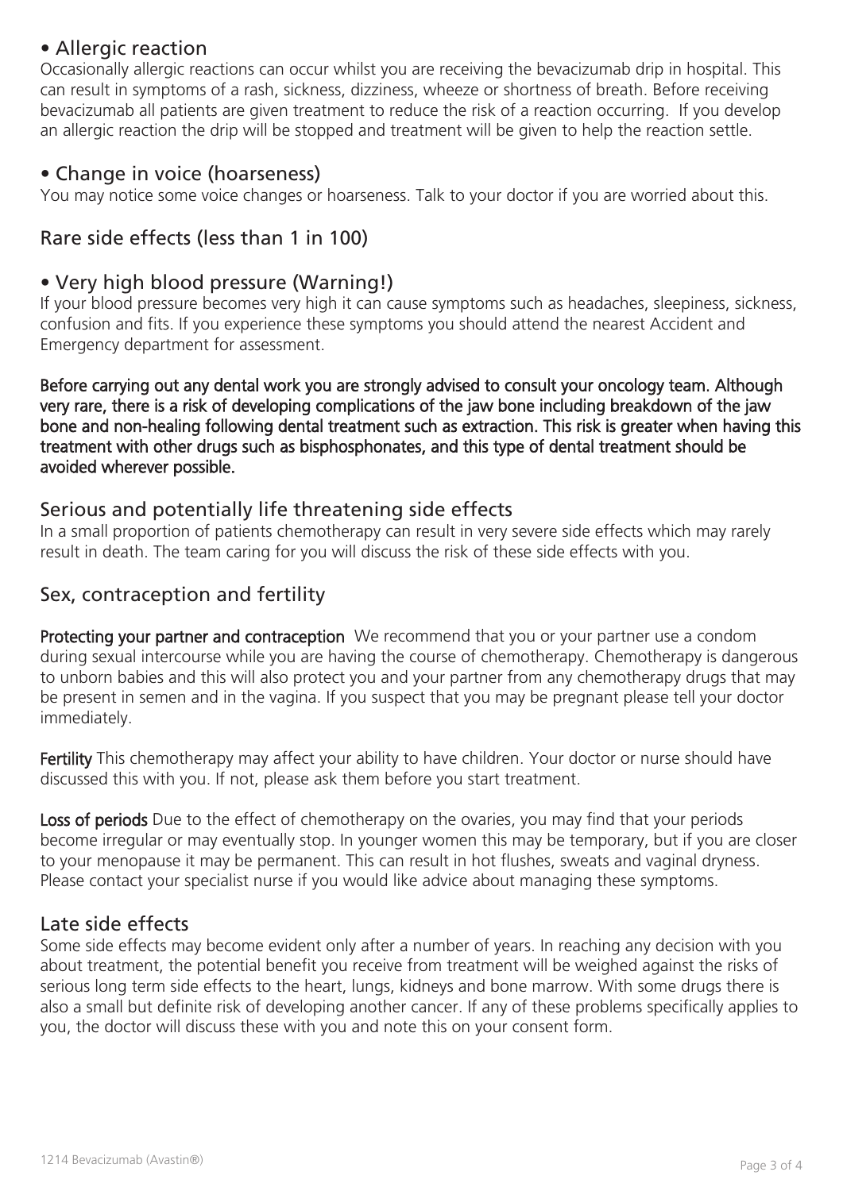### • Allergic reaction

Occasionally allergic reactions can occur whilst you are receiving the bevacizumab drip in hospital. This can result in symptoms of a rash, sickness, dizziness, wheeze or shortness of breath. Before receiving bevacizumab all patients are given treatment to reduce the risk of a reaction occurring. If you develop an allergic reaction the drip will be stopped and treatment will be given to help the reaction settle.

### • Change in voice (hoarseness)

You may notice some voice changes or hoarseness. Talk to your doctor if you are worried about this.

## Rare side effects (less than 1 in 100)

### • Very high blood pressure (Warning!)

If your blood pressure becomes very high it can cause symptoms such as headaches, sleepiness, sickness, confusion and fits. If you experience these symptoms you should attend the nearest Accident and Emergency department for assessment.

**Before carrying out any dental work you are strongly advised to consult your oncology team. Although very rare, there is a risk of developing complications of the jaw bone including breakdown of the jaw bone and non-healing following dental treatment such as extraction. This risk is greater when having this treatment with other drugs such as bisphosphonates, and this type of dental treatment should be avoided wherever possible.**

## Serious and potentially life threatening side effects

In a small proportion of patients chemotherapy can result in very severe side effects which may rarely result in death. The team caring for you will discuss the risk of these side effects with you.

## Sex, contraception and fertility

**Protecting your partner and contraception** We recommend that you or your partner use a condom during sexual intercourse while you are having the course of chemotherapy. Chemotherapy is dangerous to unborn babies and this will also protect you and your partner from any chemotherapy drugs that may be present in semen and in the vagina. If you suspect that you may be pregnant please tell your doctor immediately.

**Fertility** This chemotherapy may affect your ability to have children. Your doctor or nurse should have discussed this with you. If not, please ask them before you start treatment.

**Loss of periods** Due to the effect of chemotherapy on the ovaries, you may find that your periods become irregular or may eventually stop. In younger women this may be temporary, but if you are closer to your menopause it may be permanent. This can result in hot flushes, sweats and vaginal dryness. Please contact your specialist nurse if you would like advice about managing these symptoms.

## Late side effects

Some side effects may become evident only after a number of years. In reaching any decision with you about treatment, the potential benefit you receive from treatment will be weighed against the risks of serious long term side effects to the heart, lungs, kidneys and bone marrow. With some drugs there is also a small but definite risk of developing another cancer. If any of these problems specifically applies to you, the doctor will discuss these with you and note this on your consent form.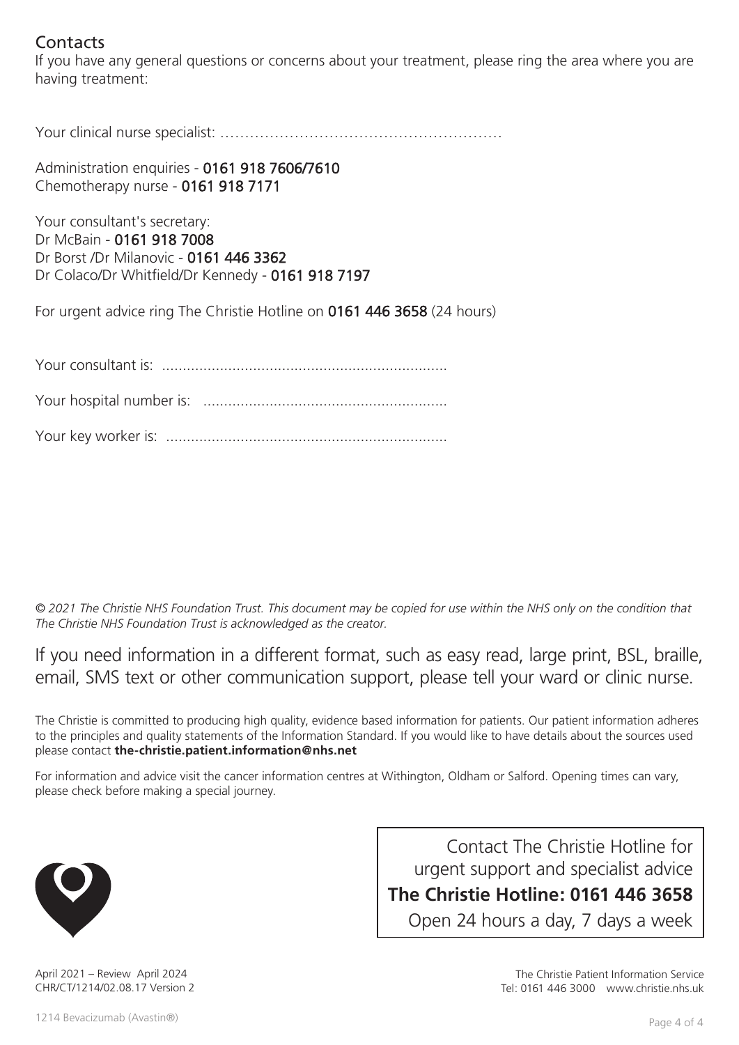## Contacts

If you have any general questions or concerns about your treatment, please ring the area where you are having treatment:

Your clinical nurse specialist: …………………………………………………

Administration enquiries - 0161 918 7606/7610
Chemotherapy nurse - 0161 918 7171

Your consultant's secretary:
Dr McBain - 0161 918 7008
Dr Borst /Dr Milanovic - 0161 446 3362
Dr Colaco/Dr Whitfield/Dr Kennedy - 0161 918 7197

For urgent advice ring The Christie Hotline on 0161 446 3658 (24 hours)

Your consultant is: ....................................................................

Your hospital number is: ..........................................................

Your key worker is: ...................................................................

*© 2021 The Christie NHS Foundation Trust. This document may be copied for use within the NHS only on the condition that The Christie NHS Foundation Trust is acknowledged as the creator.*

If you need information in a different format, such as easy read, large print, BSL, braille, email, SMS text or other communication support, please tell your ward or clinic nurse.

The Christie is committed to producing high quality, evidence based information for patients. Our patient information adheres to the principles and quality statements of the Information Standard. If you would like to have details about the sources used please contact **the-christie.patient.information@nhs.net**

For information and advice visit the cancer information centres at Withington, Oldham or Salford. Opening times can vary, please check before making a special journey.

Contact The Christie Hotline for urgent support and specialist advice
**The Christie Hotline: 0161 446 3658**
Open 24 hours a day, 7 days a week

April 2021 – Review April 2024
CHR/CT/1214/02.08.17 Version 2

The Christie Patient Information Service
Tel: 0161 446 3000 www.christie.nhs.uk

1214 Bevacizumab (Avastin®)